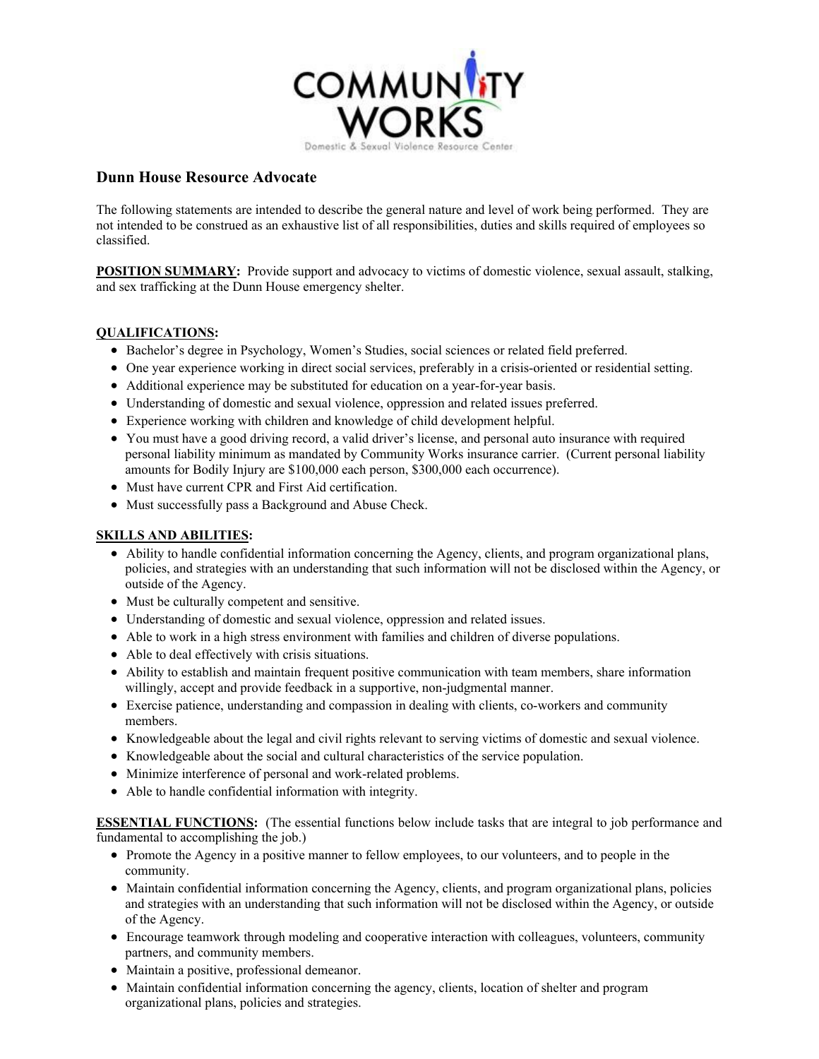COMMUNITY WORKS

Domestic & Sexual Violence Resource Center

## Dunn House Resource Advocate

The following statements are intended to describe the general nature and level of work being performed. They are not intended to be construed as an exhaustive list of all responsibilities, duties and skills required of employees so classified.

**POSITION SUMMARY:** Provide support and advocacy to victims of domestic violence, sexual assault, stalking, and sex trafficking at the Dunn House emergency shelter.

**QUALIFICATIONS:**

- Bachelor's degree in Psychology, Women's Studies, social sciences or related field preferred.
- One year experience working in direct social services, preferably in a crisis-oriented or residential setting.
- Additional experience may be substituted for education on a year-for-year basis.
- Understanding of domestic and sexual violence, oppression and related issues preferred.
- Experience working with children and knowledge of child development helpful.
- You must have a good driving record, a valid driver's license, and personal auto insurance with required personal liability minimum as mandated by Community Works insurance carrier. (Current personal liability amounts for Bodily Injury are $100,000 each person, $300,000 each occurrence).
- Must have current CPR and First Aid certification.
- Must successfully pass a Background and Abuse Check.

**SKILLS AND ABILITIES:**

- Ability to handle confidential information concerning the Agency, clients, and program organizational plans, policies, and strategies with an understanding that such information will not be disclosed within the Agency, or outside of the Agency.
- Must be culturally competent and sensitive.
- Understanding of domestic and sexual violence, oppression and related issues.
- Able to work in a high stress environment with families and children of diverse populations.
- Able to deal effectively with crisis situations.
- Ability to establish and maintain frequent positive communication with team members, share information willingly, accept and provide feedback in a supportive, non-judgmental manner.
- Exercise patience, understanding and compassion in dealing with clients, co-workers and community members.
- Knowledgeable about the legal and civil rights relevant to serving victims of domestic and sexual violence.
- Knowledgeable about the social and cultural characteristics of the service population.
- Minimize interference of personal and work-related problems.
- Able to handle confidential information with integrity.

**ESSENTIAL FUNCTIONS:** (The essential functions below include tasks that are integral to job performance and fundamental to accomplishing the job.)

- Promote the Agency in a positive manner to fellow employees, to our volunteers, and to people in the community.
- Maintain confidential information concerning the Agency, clients, and program organizational plans, policies and strategies with an understanding that such information will not be disclosed within the Agency, or outside of the Agency.
- Encourage teamwork through modeling and cooperative interaction with colleagues, volunteers, community partners, and community members.
- Maintain a positive, professional demeanor.
- Maintain confidential information concerning the agency, clients, location of shelter and program organizational plans, policies and strategies.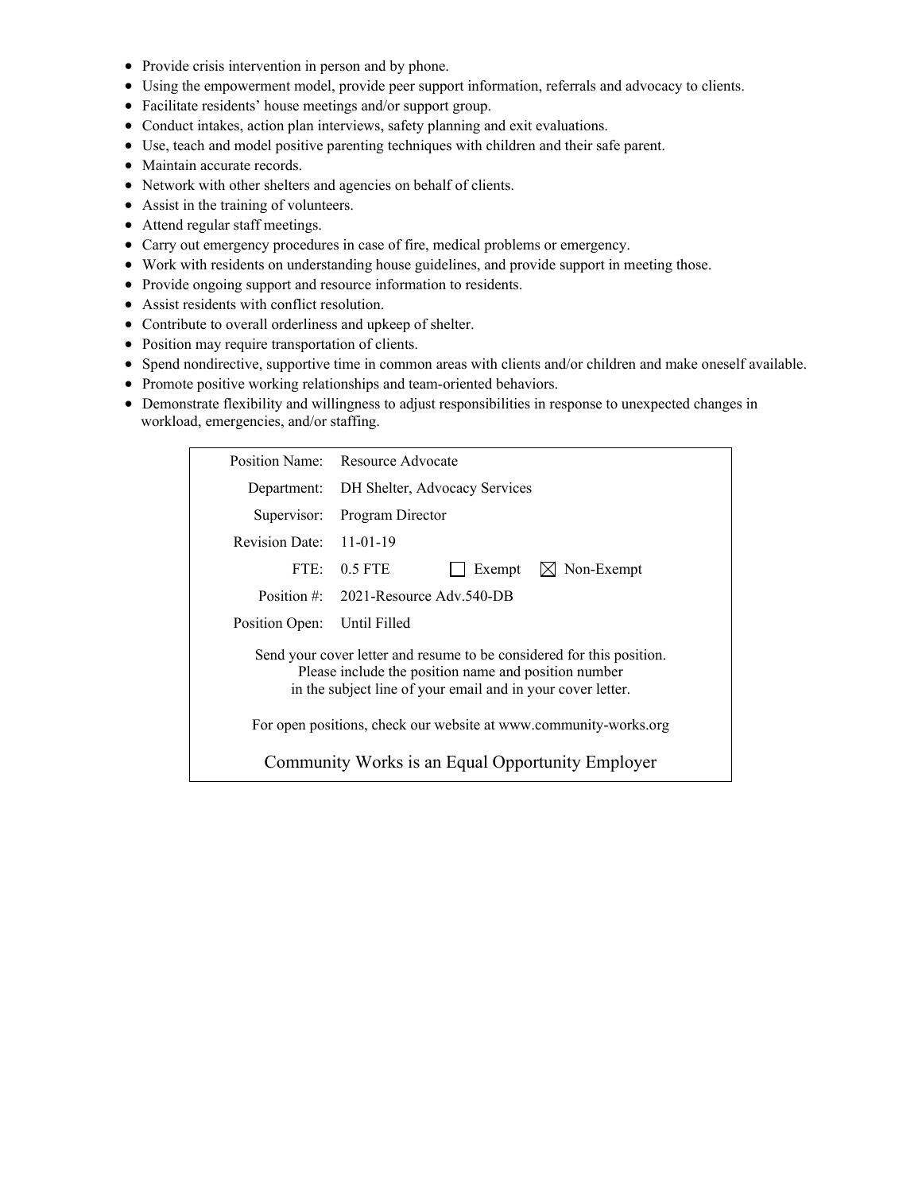- Provide crisis intervention in person and by phone.
- Using the empowerment model, provide peer support information, referrals and advocacy to clients.
- Facilitate residents' house meetings and/or support group.
- Conduct intakes, action plan interviews, safety planning and exit evaluations.
- Use, teach and model positive parenting techniques with children and their safe parent.
- Maintain accurate records.
- Network with other shelters and agencies on behalf of clients.
- Assist in the training of volunteers.
- Attend regular staff meetings.
- Carry out emergency procedures in case of fire, medical problems or emergency.
- Work with residents on understanding house guidelines, and provide support in meeting those.
- Provide ongoing support and resource information to residents.
- Assist residents with conflict resolution.
- Contribute to overall orderliness and upkeep of shelter.
- Position may require transportation of clients.
- Spend nondirective, supportive time in common areas with clients and/or children and make oneself available.
- Promote positive working relationships and team-oriented behaviors.
- Demonstrate flexibility and willingness to adjust responsibilities in response to unexpected changes in workload, emergencies, and/or staffing.

| | |
|---|---|
| Position Name: | Resource Advocate |
| Department: | DH Shelter, Advocacy Services |
| Supervisor: | Program Director |
| Revision Date: | 11-01-19 |
| FTE: | 0.5 FTE ☐ Exempt ☒ Non-Exempt |
| Position #: | 2021-Resource Adv.540-DB |
| Position Open: | Until Filled |

Send your cover letter and resume to be considered for this position.
Please include the position name and position number
in the subject line of your email and in your cover letter.

For open positions, check our website at www.community-works.org

Community Works is an Equal Opportunity Employer